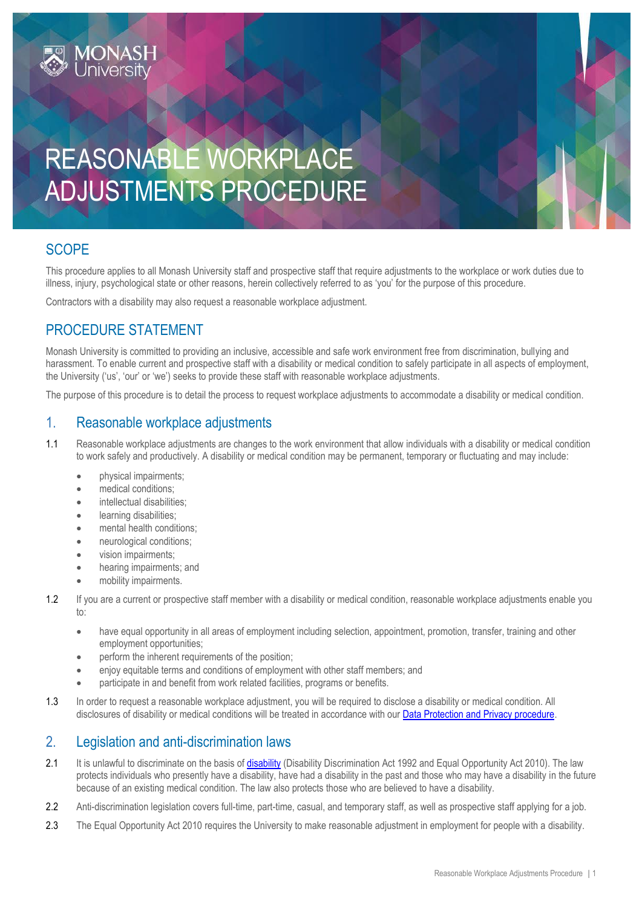# REASONABLE WORKPLACE ADJUSTMENTS PROCEDURE

## SCOPE

This procedure applies to all Monash University staff and prospective staff that require adjustments to the workplace or work duties due to illness, injury, psychological state or other reasons, herein collectively referred to as 'you' for the purpose of this procedure.

Contractors with a disability may also request a reasonable workplace adjustment.

## PROCEDURE STATEMENT

Monash University is committed to providing an inclusive, accessible and safe work environment free from discrimination, bullying and harassment. To enable current and prospective staff with a disability or medical condition to safely participate in all aspects of employment, the University ('us', 'our' or 'we') seeks to provide these staff with reasonable workplace adjustments.

The purpose of this procedure is to detail the process to request workplace adjustments to accommodate a disability or medical condition.

## 1. Reasonable workplace adjustments

1.1 Reasonable workplace adjustments are changes to the work environment that allow individuals with a disability or medical condition to work safely and productively. A disability or medical condition may be permanent, temporary or fluctuating and may include:

- physical impairments;
- medical conditions;
- intellectual disabilities;
- learning disabilities;
- mental health conditions;
- neurological conditions;
- vision impairments;
- hearing impairments; and
- mobility impairments.

1.2 If you are a current or prospective staff member with a disability or medical condition, reasonable workplace adjustments enable you to:

- have equal opportunity in all areas of employment including selection, appointment, promotion, transfer, training and other employment opportunities;
- perform the inherent requirements of the position;
- enjoy equitable terms and conditions of employment with other staff members; and
- participate in and benefit from work related facilities, programs or benefits.

1.3 In order to request a reasonable workplace adjustment, you will be required to disclose a disability or medical condition. All disclosures of disability or medical conditions will be treated in accordance with our Data Protection and Privacy procedure.

## 2. Legislation and anti-discrimination laws

2.1 It is unlawful to discriminate on the basis of disability (Disability Discrimination Act 1992 and Equal Opportunity Act 2010). The law protects individuals who presently have a disability, have had a disability in the past and those who may have a disability in the future because of an existing medical condition. The law also protects those who are believed to have a disability.

2.2 Anti-discrimination legislation covers full-time, part-time, casual, and temporary staff, as well as prospective staff applying for a job.

2.3 The Equal Opportunity Act 2010 requires the University to make reasonable adjustment in employment for people with a disability.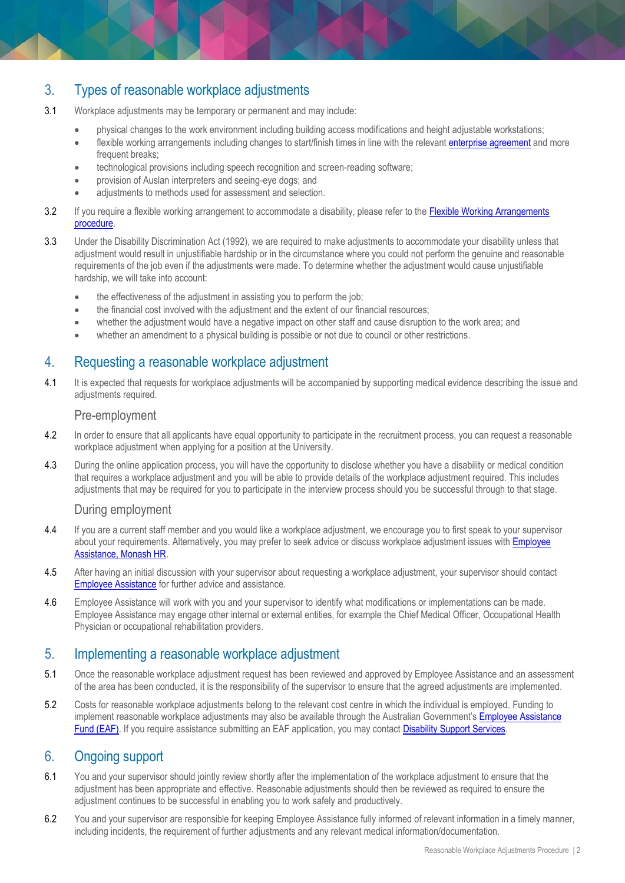## 3. Types of reasonable workplace adjustments

3.1 Workplace adjustments may be temporary or permanent and may include:

- physical changes to the work environment including building access modifications and height adjustable workstations;
- flexible working arrangements including changes to start/finish times in line with the relevant enterprise agreement and more frequent breaks;
- technological provisions including speech recognition and screen-reading software;
- provision of Auslan interpreters and seeing-eye dogs; and
- adjustments to methods used for assessment and selection.

3.2 If you require a flexible working arrangement to accommodate a disability, please refer to the Flexible Working Arrangements procedure.

3.3 Under the Disability Discrimination Act (1992), we are required to make adjustments to accommodate your disability unless that adjustment would result in unjustifiable hardship or in the circumstance where you could not perform the genuine and reasonable requirements of the job even if the adjustments were made. To determine whether the adjustment would cause unjustifiable hardship, we will take into account:

- the effectiveness of the adjustment in assisting you to perform the job;
- the financial cost involved with the adjustment and the extent of our financial resources;
- whether the adjustment would have a negative impact on other staff and cause disruption to the work area; and
- whether an amendment to a physical building is possible or not due to council or other restrictions.

## 4. Requesting a reasonable workplace adjustment

4.1 It is expected that requests for workplace adjustments will be accompanied by supporting medical evidence describing the issue and adjustments required.

### Pre-employment

4.2 In order to ensure that all applicants have equal opportunity to participate in the recruitment process, you can request a reasonable workplace adjustment when applying for a position at the University.

4.3 During the online application process, you will have the opportunity to disclose whether you have a disability or medical condition that requires a workplace adjustment and you will be able to provide details of the workplace adjustment required. This includes adjustments that may be required for you to participate in the interview process should you be successful through to that stage.

### During employment

4.4 If you are a current staff member and you would like a workplace adjustment, we encourage you to first speak to your supervisor about your requirements. Alternatively, you may prefer to seek advice or discuss workplace adjustment issues with Employee Assistance, Monash HR.

4.5 After having an initial discussion with your supervisor about requesting a workplace adjustment, your supervisor should contact Employee Assistance for further advice and assistance.

4.6 Employee Assistance will work with you and your supervisor to identify what modifications or implementations can be made. Employee Assistance may engage other internal or external entities, for example the Chief Medical Officer, Occupational Health Physician or occupational rehabilitation providers.

## 5. Implementing a reasonable workplace adjustment

5.1 Once the reasonable workplace adjustment request has been reviewed and approved by Employee Assistance and an assessment of the area has been conducted, it is the responsibility of the supervisor to ensure that the agreed adjustments are implemented.

5.2 Costs for reasonable workplace adjustments belong to the relevant cost centre in which the individual is employed. Funding to implement reasonable workplace adjustments may also be available through the Australian Government's Employee Assistance Fund (EAF). If you require assistance submitting an EAF application, you may contact Disability Support Services.

## 6. Ongoing support

6.1 You and your supervisor should jointly review shortly after the implementation of the workplace adjustment to ensure that the adjustment has been appropriate and effective. Reasonable adjustments should then be reviewed as required to ensure the adjustment continues to be successful in enabling you to work safely and productively.

6.2 You and your supervisor are responsible for keeping Employee Assistance fully informed of relevant information in a timely manner, including incidents, the requirement of further adjustments and any relevant medical information/documentation.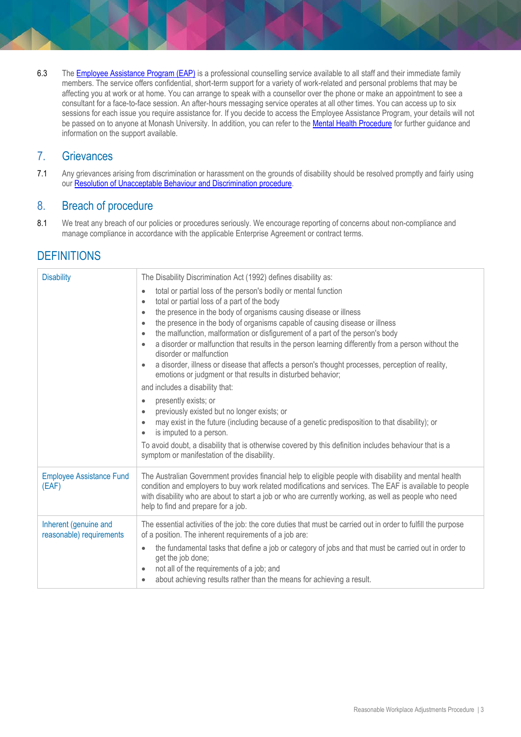6.3 The [Employee Assistance Program (EAP)] is a professional counselling service available to all staff and their immediate family members. The service offers confidential, short-term support for a variety of work-related and personal problems that may be affecting you at work or at home. You can arrange to speak with a counsellor over the phone or make an appointment to see a consultant for a face-to-face session. An after-hours messaging service operates at all other times. You can access up to six sessions for each issue you require assistance for. If you decide to access the Employee Assistance Program, your details will not be passed on to anyone at Monash University. In addition, you can refer to the [Mental Health Procedure] for further guidance and information on the support available.

## 7. Grievances

7.1 Any grievances arising from discrimination or harassment on the grounds of disability should be resolved promptly and fairly using our [Resolution of Unacceptable Behaviour and Discrimination procedure].

## 8. Breach of procedure

8.1 We treat any breach of our policies or procedures seriously. We encourage reporting of concerns about non-compliance and manage compliance in accordance with the applicable Enterprise Agreement or contract terms.

# DEFINITIONS

| Term | Definition |
|---|---|
| Disability | The Disability Discrimination Act (1992) defines disability as:<br>• total or partial loss of the person's bodily or mental function<br>• total or partial loss of a part of the body<br>• the presence in the body of organisms causing disease or illness<br>• the presence in the body of organisms capable of causing disease or illness<br>• the malfunction, malformation or disfigurement of a part of the person's body<br>• a disorder or malfunction that results in the person learning differently from a person without the disorder or malfunction<br>• a disorder, illness or disease that affects a person's thought processes, perception of reality, emotions or judgment or that results in disturbed behavior;<br>and includes a disability that:<br>• presently exists; or<br>• previously existed but no longer exists; or<br>• may exist in the future (including because of a genetic predisposition to that disability); or<br>• is imputed to a person.<br>To avoid doubt, a disability that is otherwise covered by this definition includes behaviour that is a symptom or manifestation of the disability. |
| Employee Assistance Fund (EAF) | The Australian Government provides financial help to eligible people with disability and mental health condition and employers to buy work related modifications and services. The EAF is available to people with disability who are about to start a job or who are currently working, as well as people who need help to find and prepare for a job. |
| Inherent (genuine and reasonable) requirements | The essential activities of the job: the core duties that must be carried out in order to fulfill the purpose of a position. The inherent requirements of a job are:<br>• the fundamental tasks that define a job or category of jobs and that must be carried out in order to get the job done;<br>• not all of the requirements of a job; and<br>• about achieving results rather than the means for achieving a result. |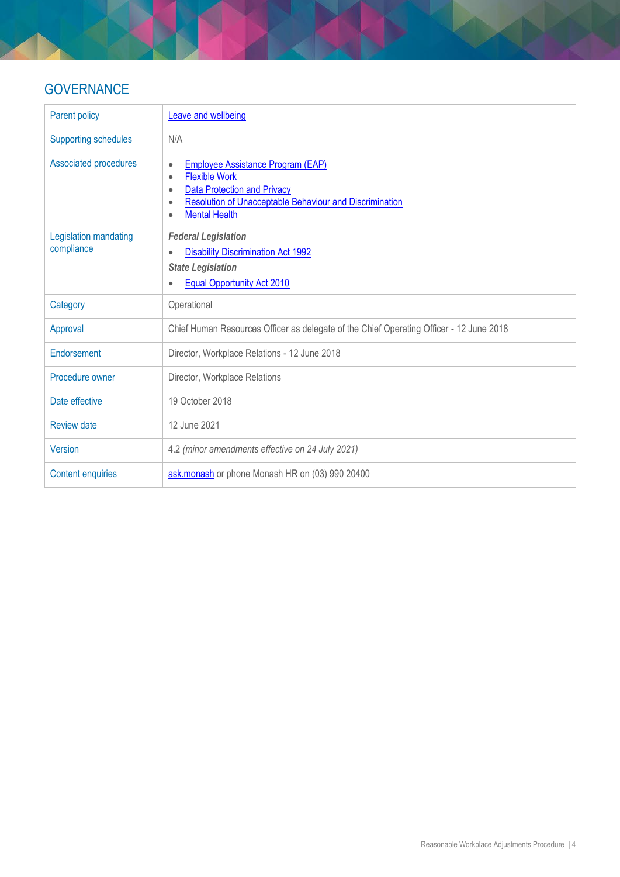## GOVERNANCE

| | |
|---|---|
| Parent policy | Leave and wellbeing |
| Supporting schedules | N/A |
| Associated procedures | • Employee Assistance Program (EAP)<br>• Flexible Work<br>• Data Protection and Privacy<br>• Resolution of Unacceptable Behaviour and Discrimination<br>• Mental Health |
| Legislation mandating compliance | ***Federal Legislation***<br>• Disability Discrimination Act 1992<br>***State Legislation***<br>• Equal Opportunity Act 2010 |
| Category | Operational |
| Approval | Chief Human Resources Officer as delegate of the Chief Operating Officer - 12 June 2018 |
| Endorsement | Director, Workplace Relations - 12 June 2018 |
| Procedure owner | Director, Workplace Relations |
| Date effective | 19 October 2018 |
| Review date | 12 June 2021 |
| Version | 4.2 *(minor amendments effective on 24 July 2021)* |
| Content enquiries | ask.monash or phone Monash HR on (03) 990 20400 |